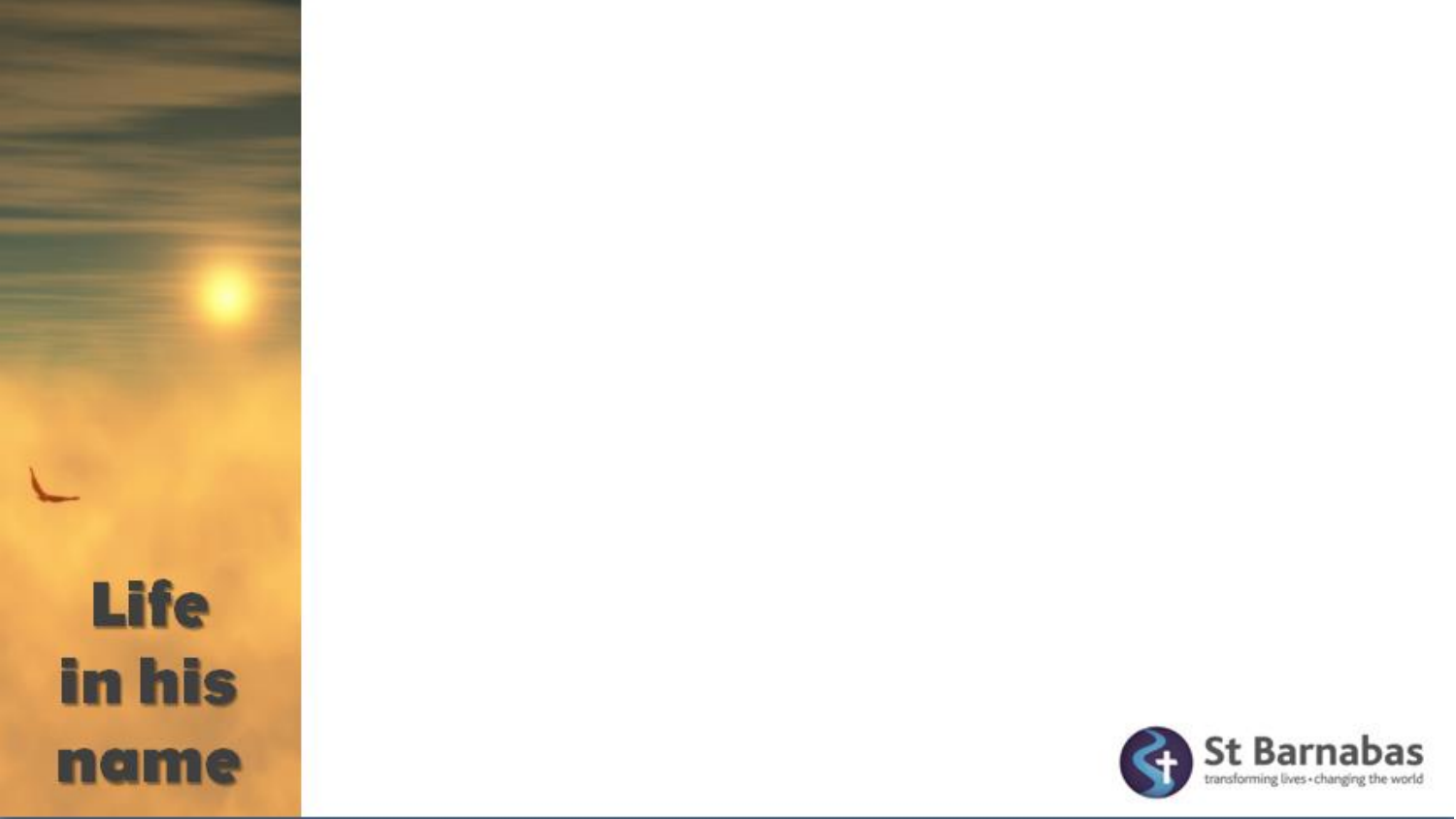# Life in his name

St Barnabas

transforming lives • changing the world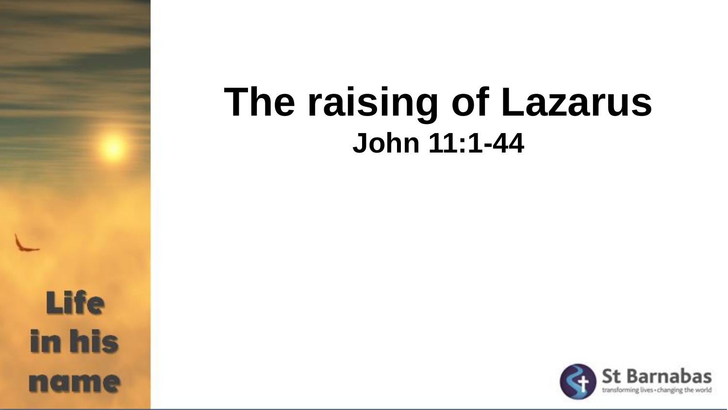# The raising of Lazarus

**John 11:1-44**

Life in his name

St Barnabas

transforming lives • changing the world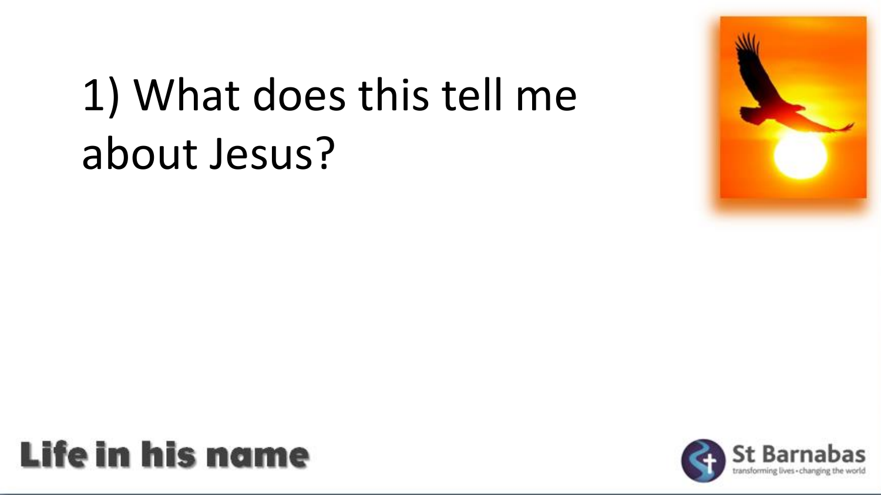# 1) What does this tell me about Jesus?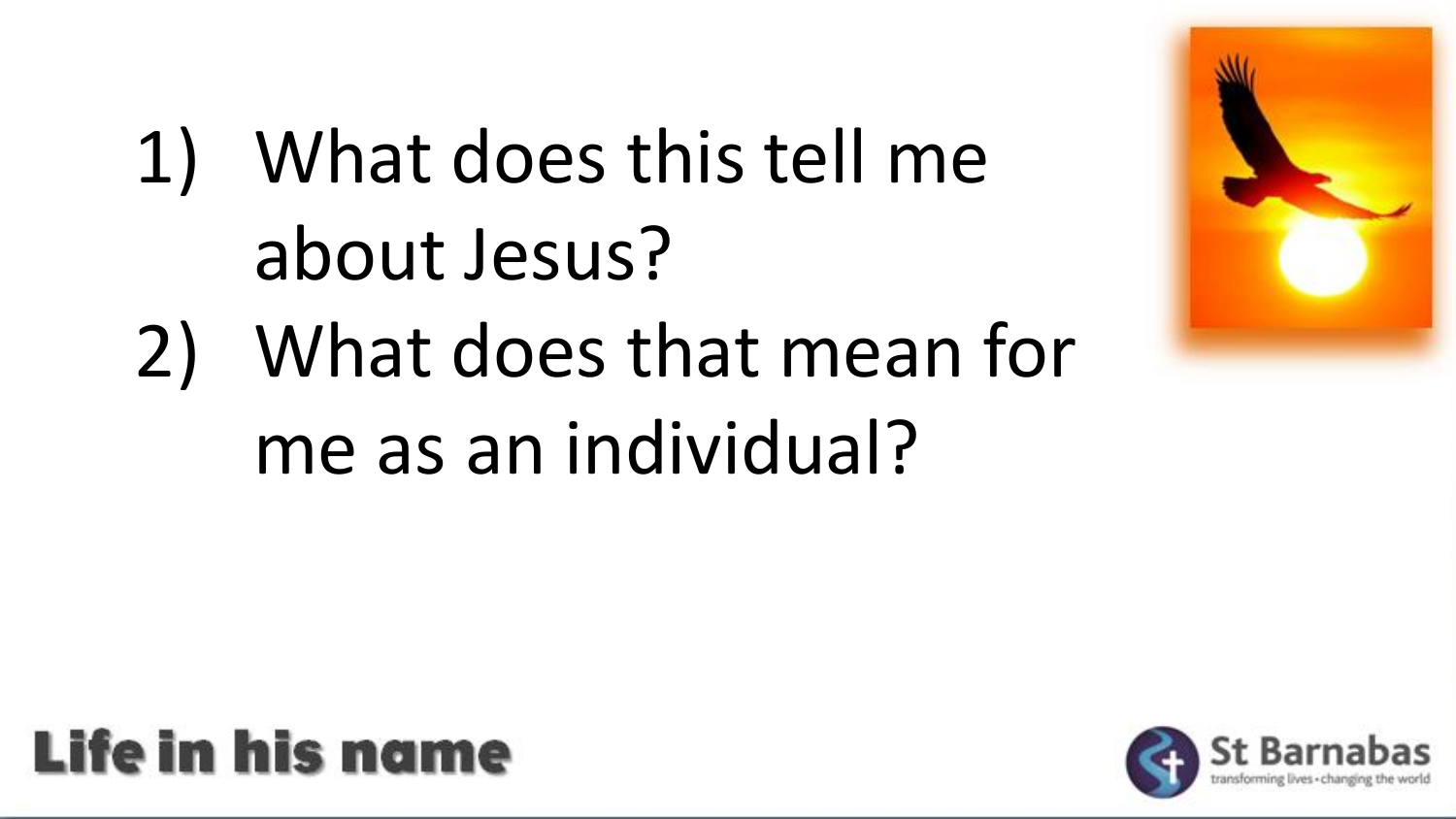1) What does this tell me about Jesus?
2) What does that mean for me as an individual?

Life in his name

St Barnabas
transforming lives • changing the world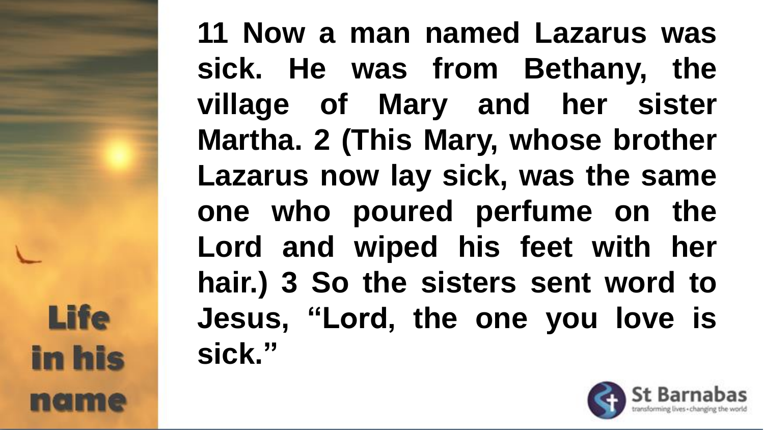**11 Now a man named Lazarus was sick. He was from Bethany, the village of Mary and her sister Martha. 2 (This Mary, whose brother Lazarus now lay sick, was the same one who poured perfume on the Lord and wiped his feet with her hair.) 3 So the sisters sent word to Jesus, "Lord, the one you love is sick."**

Life in his name

St Barnabas
transforming lives • changing the world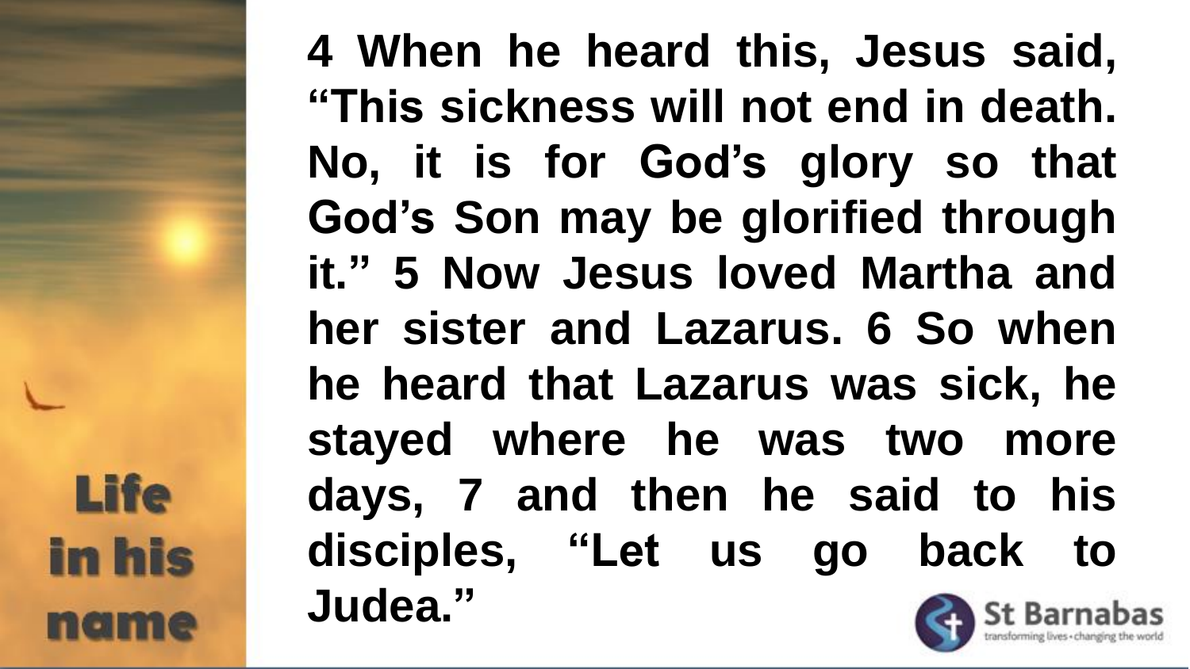**4 When he heard this, Jesus said, "This sickness will not end in death. No, it is for God's glory so that God's Son may be glorified through it." 5 Now Jesus loved Martha and her sister and Lazarus. 6 So when he heard that Lazarus was sick, he stayed where he was two more days, 7 and then he said to his disciples, "Let us go back to Judea."**

Life in his name

St Barnabas

transforming lives • changing the world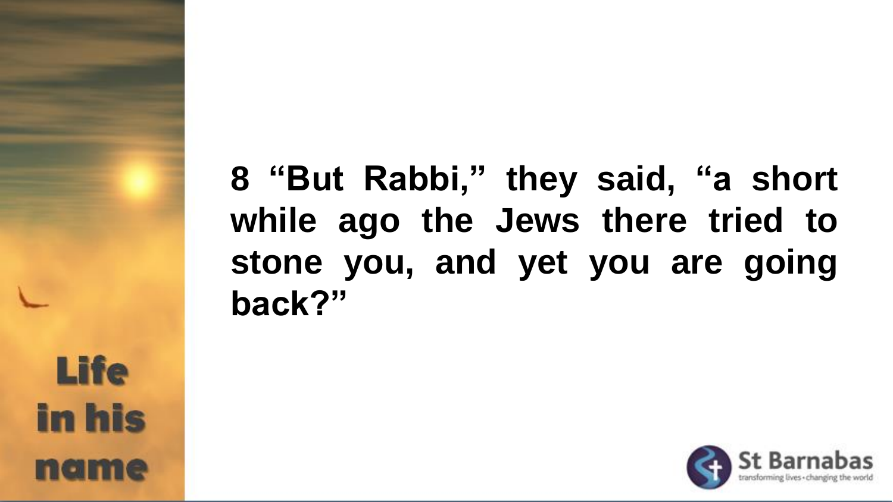8 “But Rabbi,” they said, “a short while ago the Jews there tried to stone you, and yet you are going back?”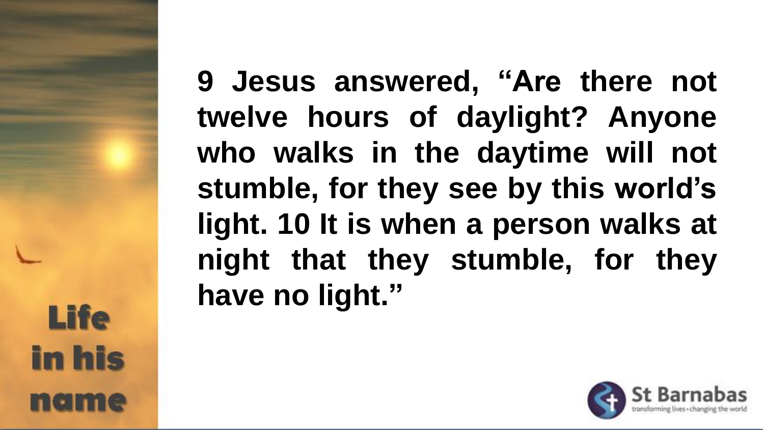**9 Jesus answered, "Are there not twelve hours of daylight? Anyone who walks in the daytime will not stumble, for they see by this world's light. 10 It is when a person walks at night that they stumble, for they have no light."**

Life in his name

St Barnabas

transforming lives • changing the world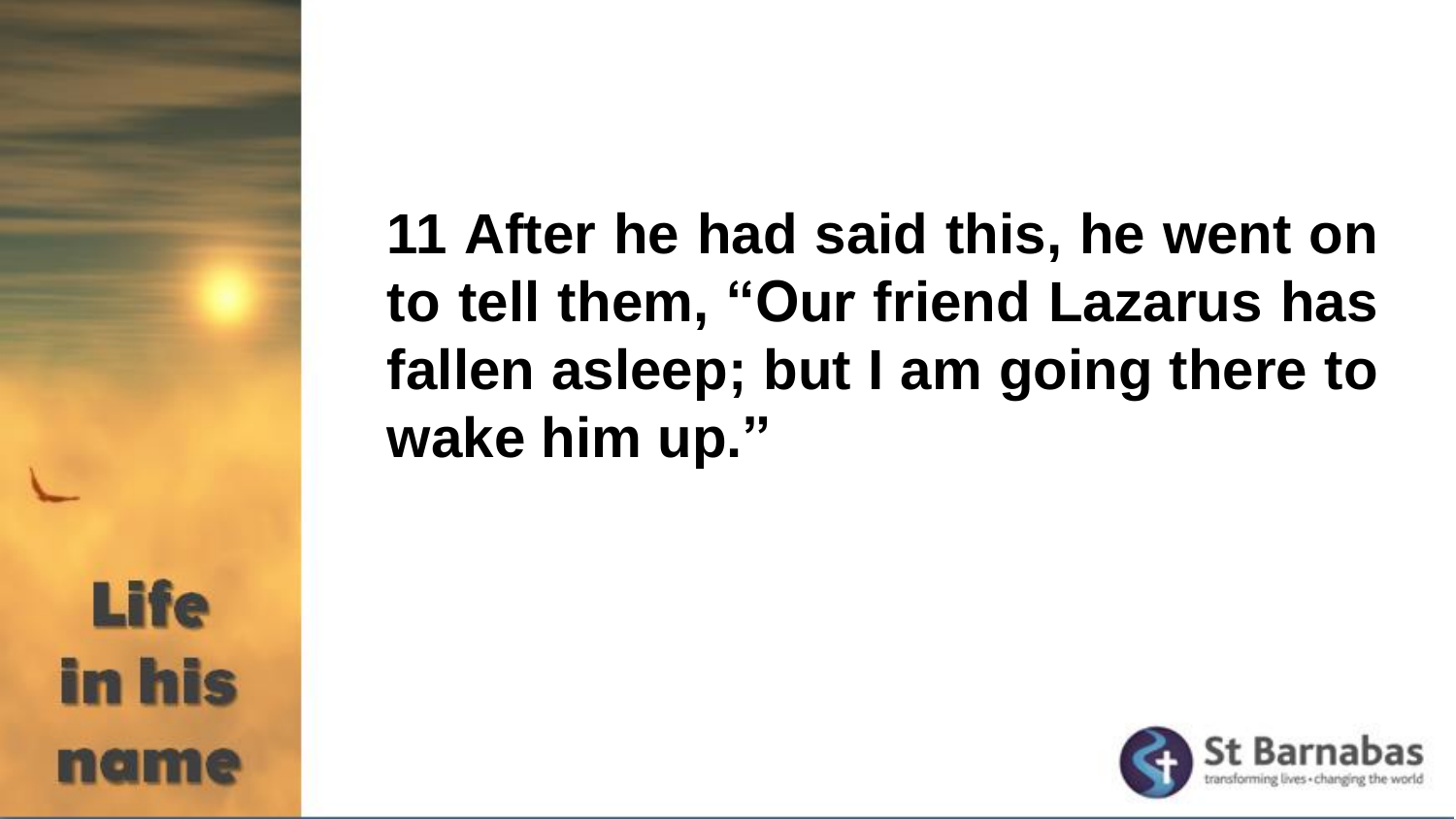**11 After he had said this, he went on to tell them, “Our friend Lazarus has fallen asleep; but I am going there to wake him up.”**

Life in his name

St Barnabas
transforming lives • changing the world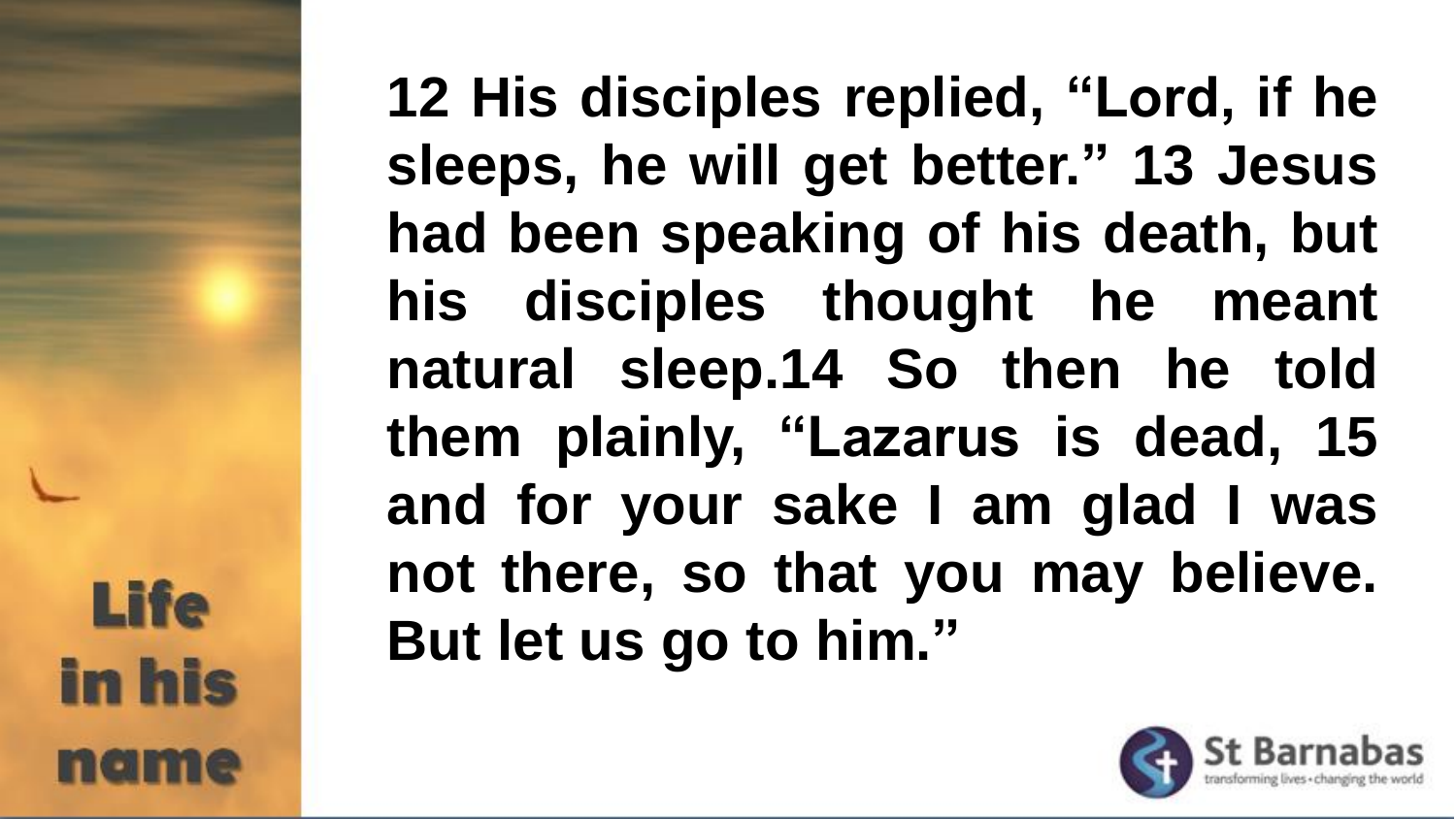**12 His disciples replied, “Lord, if he sleeps, he will get better.” 13 Jesus had been speaking of his death, but his disciples thought he meant natural sleep.14 So then he told them plainly, “Lazarus is dead, 15 and for your sake I am glad I was not there, so that you may believe. But let us go to him.”**

Life in his name

St Barnabas
transforming lives • changing the world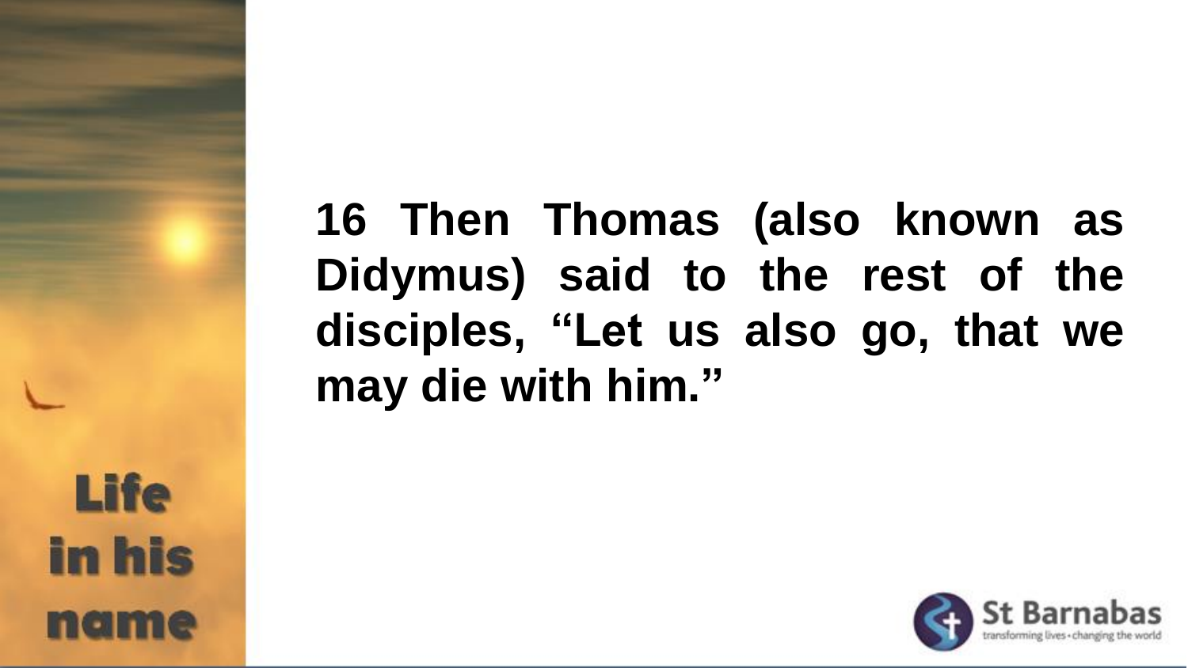**16 Then Thomas (also known as Didymus) said to the rest of the disciples, “Let us also go, that we may die with him.”**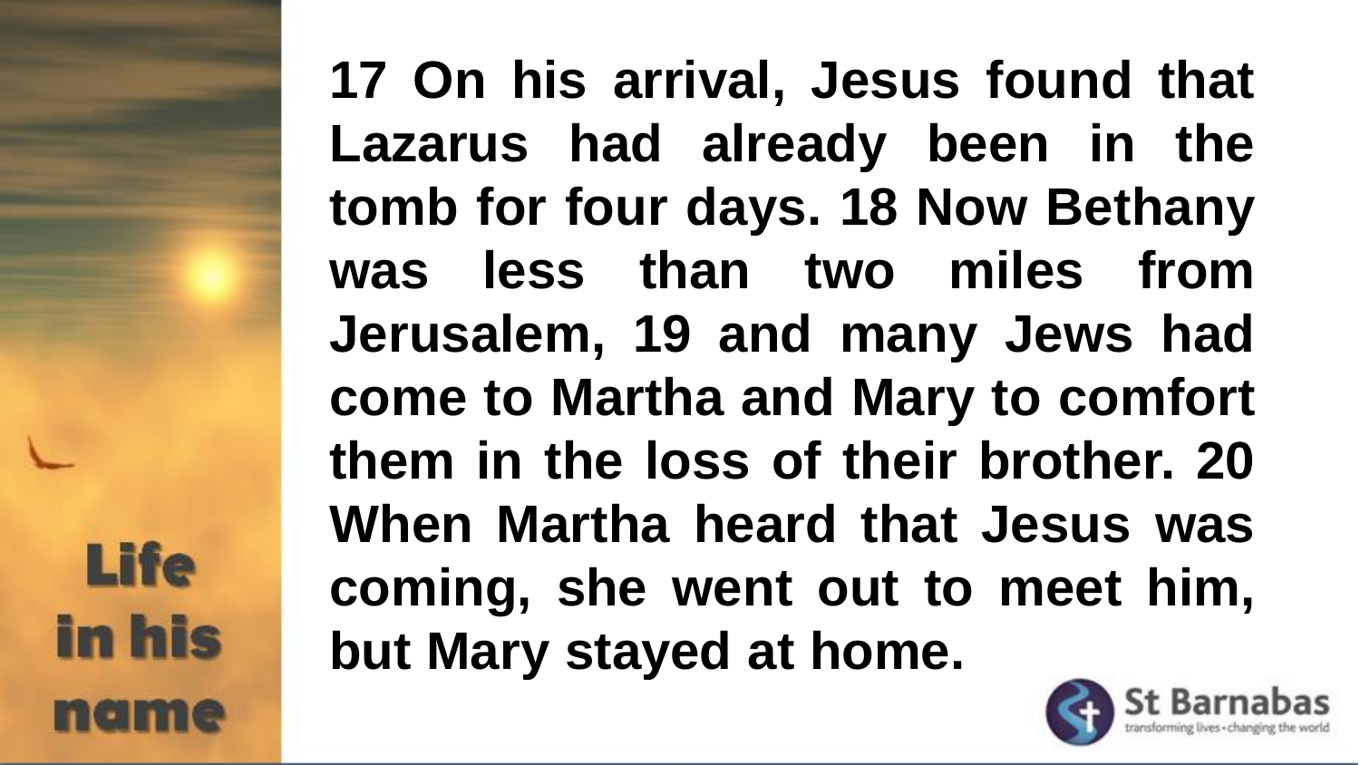17 On his arrival, Jesus found that Lazarus had already been in the tomb for four days. 18 Now Bethany was less than two miles from Jerusalem, 19 and many Jews had come to Martha and Mary to comfort them in the loss of their brother. 20 When Martha heard that Jesus was coming, she went out to meet him, but Mary stayed at home.

Life in his name

St Barnabas
transforming lives • changing the world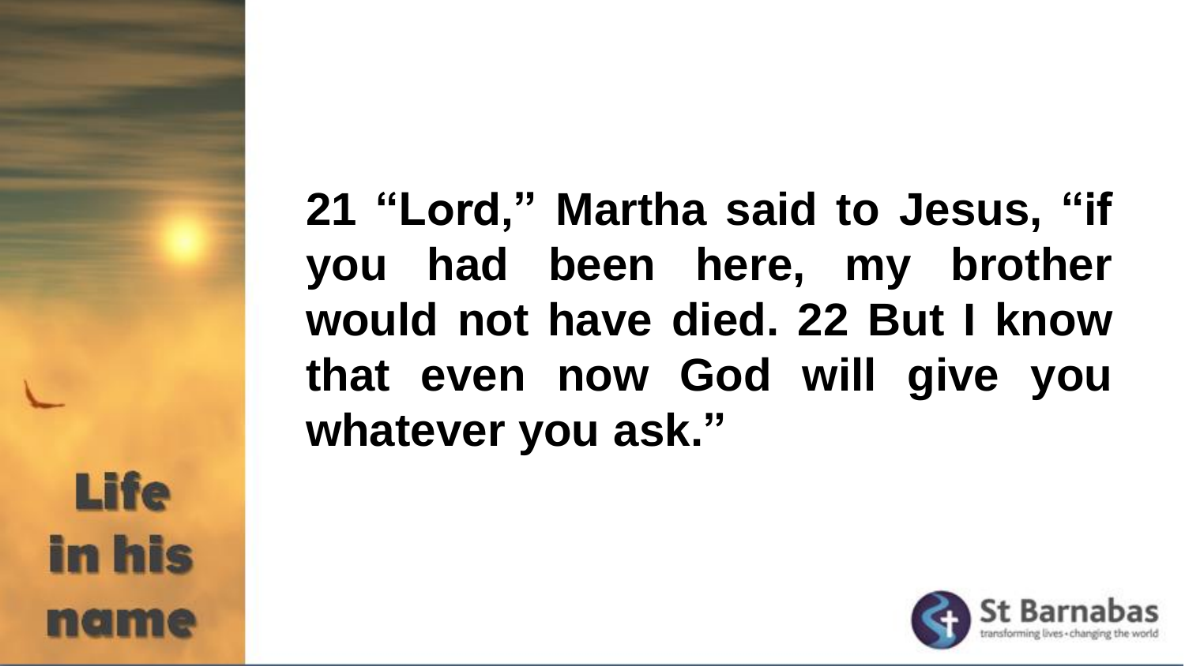**21 “Lord,” Martha said to Jesus, “if you had been here, my brother would not have died. 22 But I know that even now God will give you whatever you ask.”**

Life in his name

St Barnabas
transforming lives • changing the world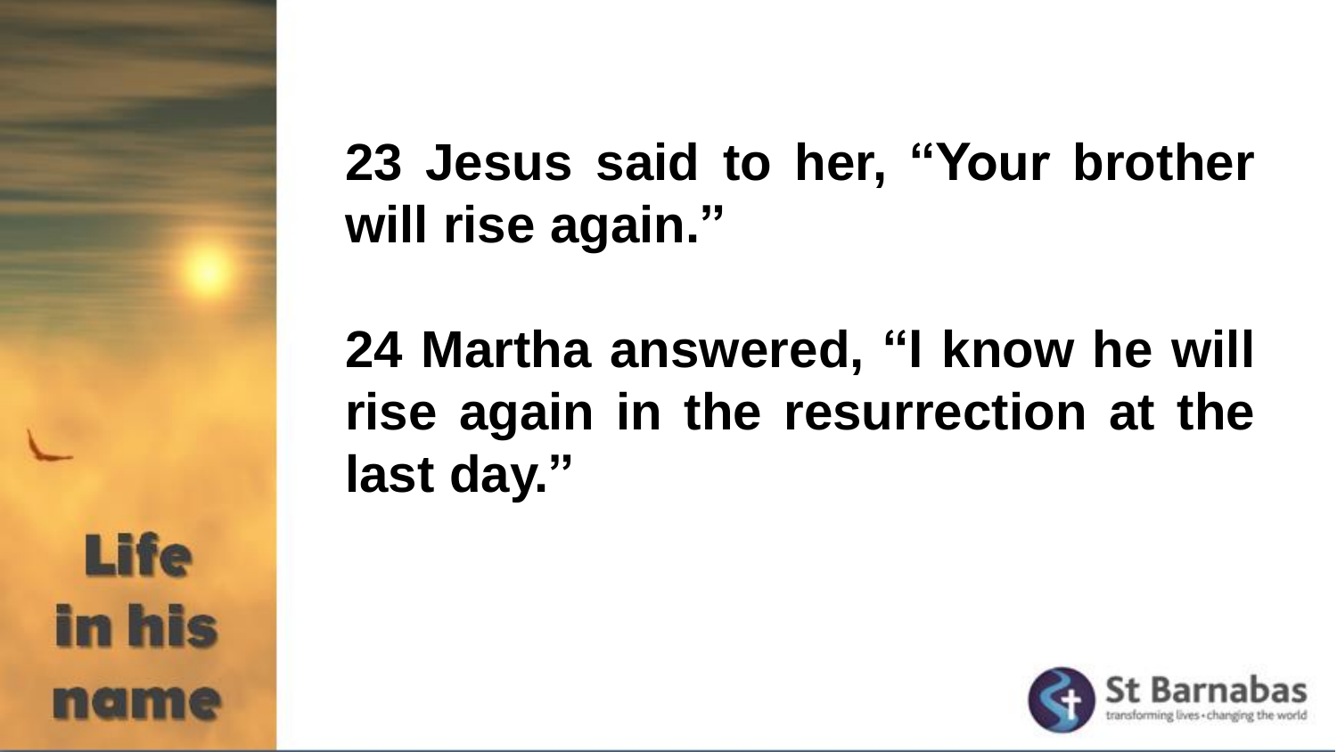**23 Jesus said to her, “Your brother will rise again.”**

**24 Martha answered, “I know he will rise again in the resurrection at the last day.”**

Life in his name

St Barnabas

transforming lives • changing the world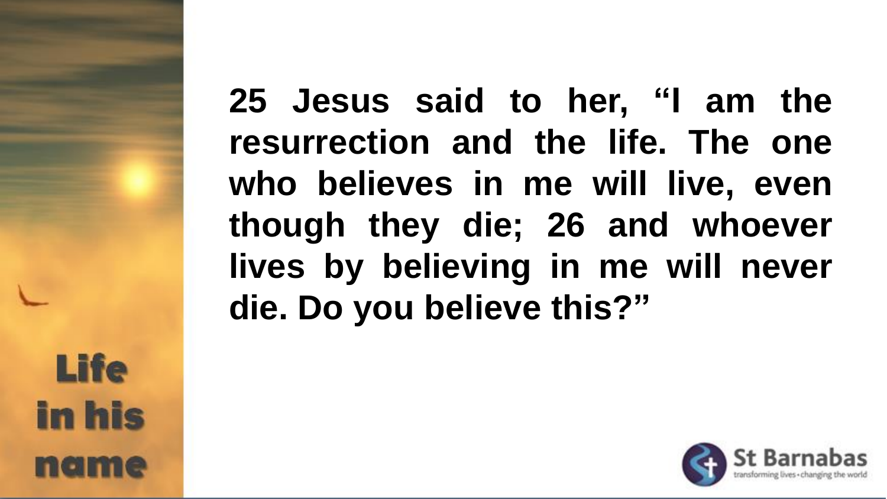25 Jesus said to her, “I am the resurrection and the life. The one who believes in me will live, even though they die; 26 and whoever lives by believing in me will never die. Do you believe this?”

Life in his name

St Barnabas

transforming lives • changing the world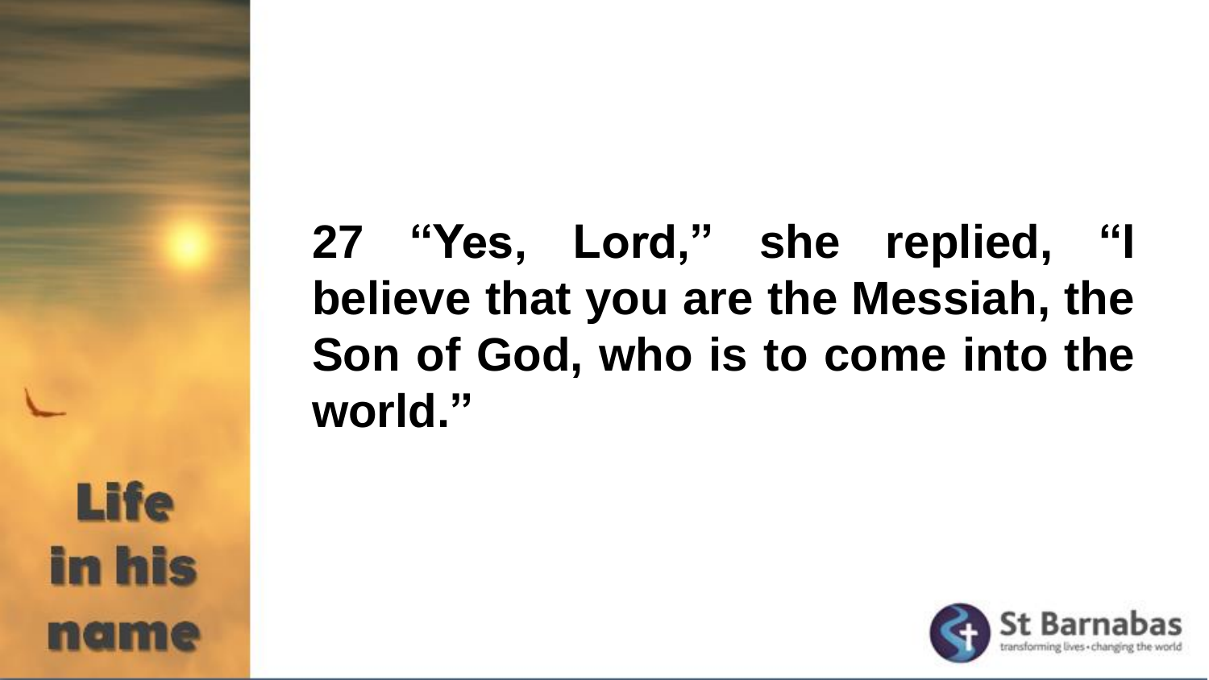**27 “Yes, Lord,” she replied, “I believe that you are the Messiah, the Son of God, who is to come into the world.”**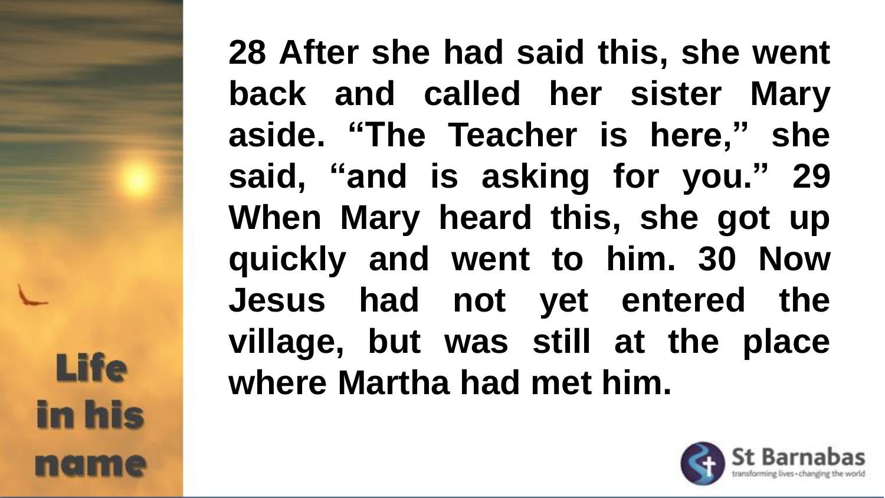**28 After she had said this, she went back and called her sister Mary aside. “The Teacher is here,” she said, “and is asking for you.” 29 When Mary heard this, she got up quickly and went to him. 30 Now Jesus had not yet entered the village, but was still at the place where Martha had met him.**

Life in his name

St Barnabas
transforming lives • changing the world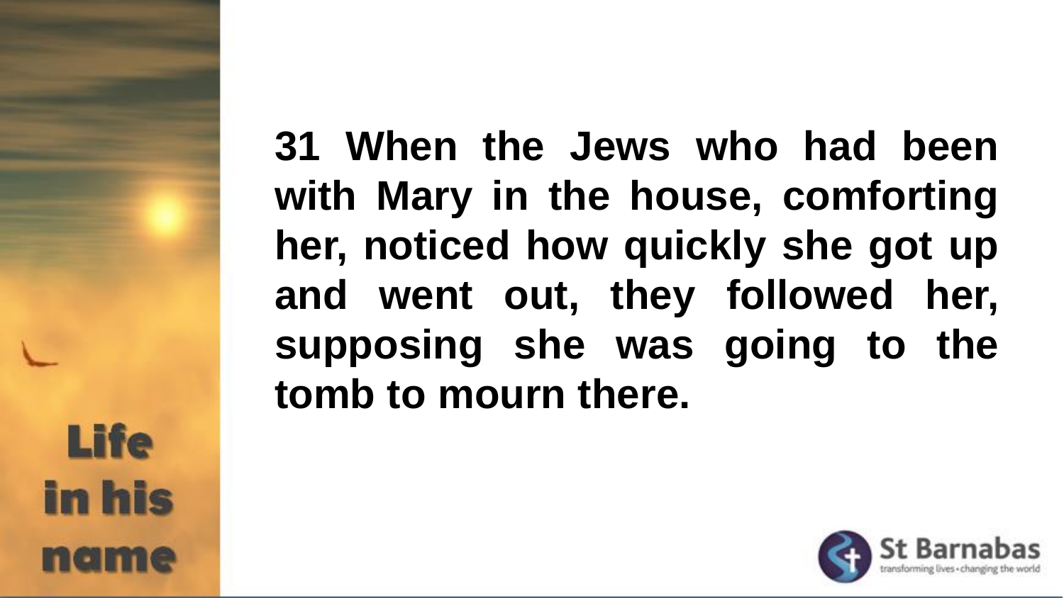**31 When the Jews who had been with Mary in the house, comforting her, noticed how quickly she got up and went out, they followed her, supposing she was going to the tomb to mourn there.**

**Life in his name**

St Barnabas
transforming lives • changing the world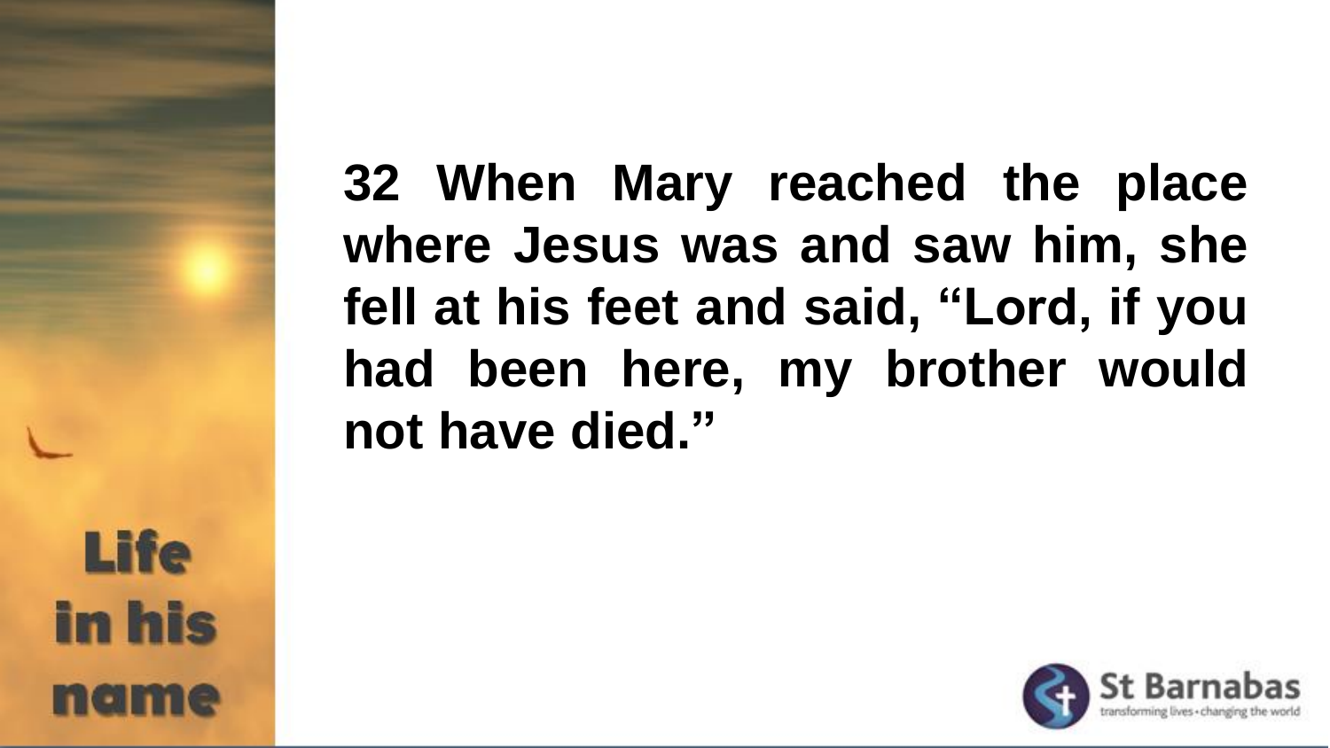**32 When Mary reached the place where Jesus was and saw him, she fell at his feet and said, “Lord, if you had been here, my brother would not have died.”**

Life in his name

St Barnabas
transforming lives • changing the world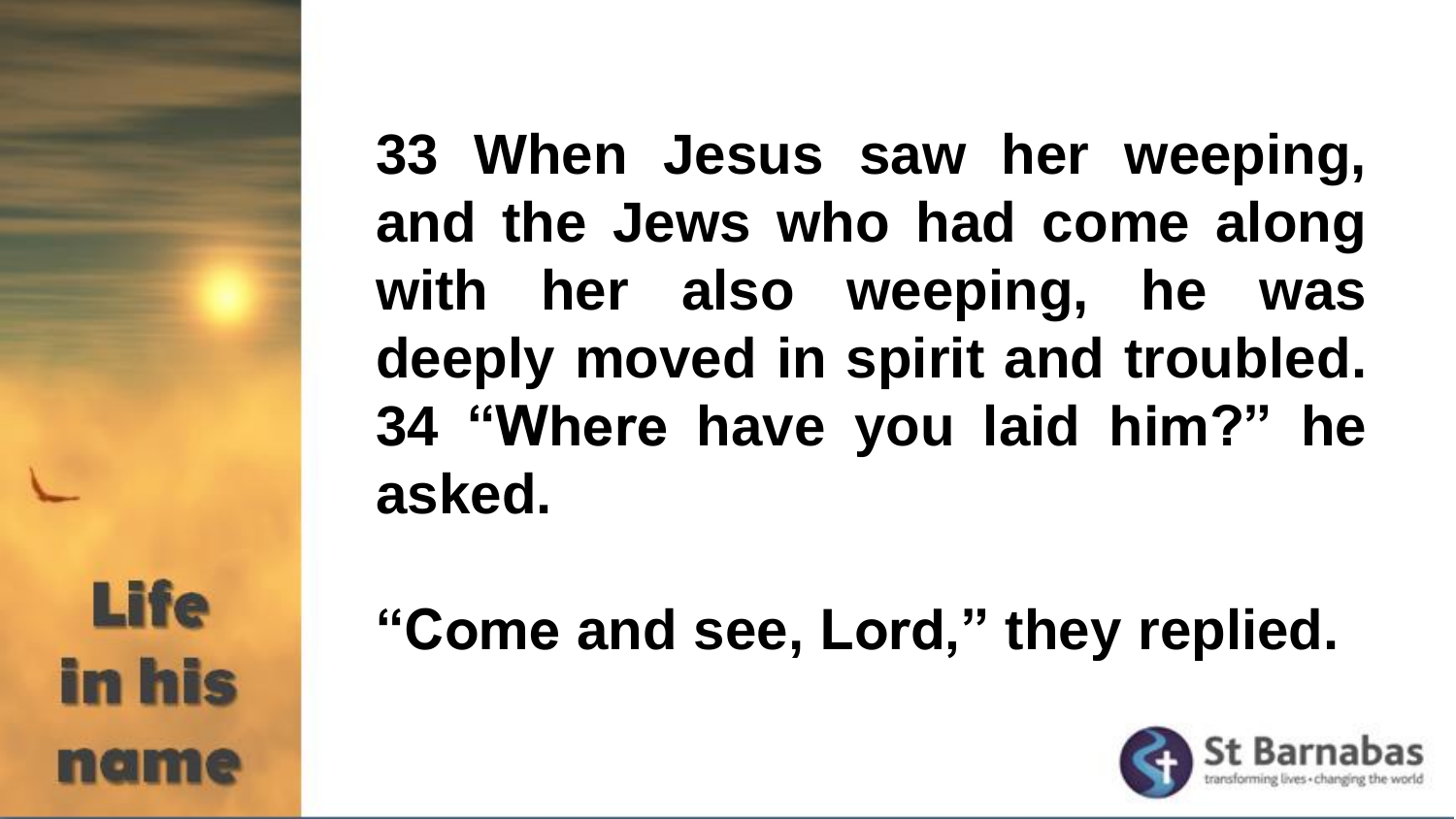**33 When Jesus saw her weeping, and the Jews who had come along with her also weeping, he was deeply moved in spirit and troubled. 34 “Where have you laid him?” he asked.**

**“Come and see, Lord,” they replied.**

Life in his name

St Barnabas

transforming lives • changing the world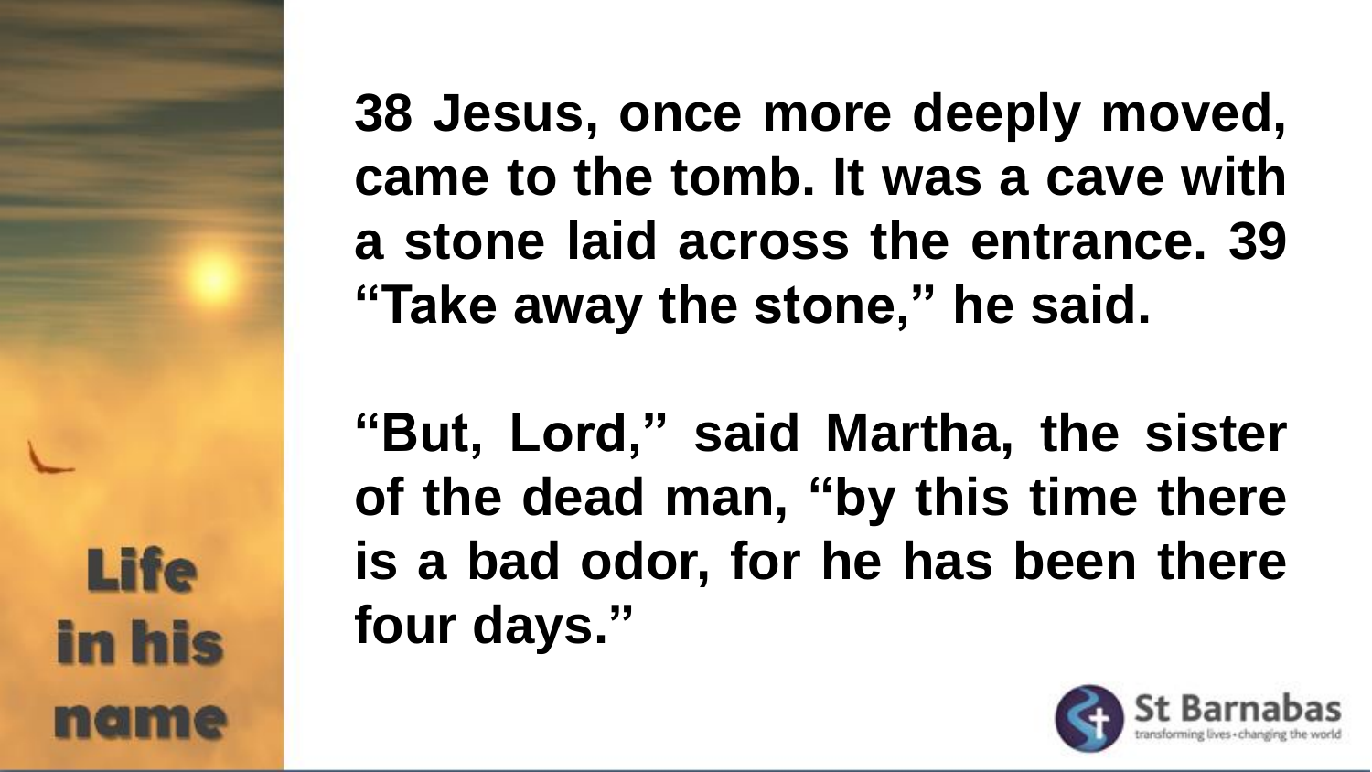**38 Jesus, once more deeply moved, came to the tomb. It was a cave with a stone laid across the entrance. 39 “Take away the stone,” he said.**

**“But, Lord,” said Martha, the sister of the dead man, “by this time there is a bad odor, for he has been there four days.”**

Life in his name

St Barnabas
transforming lives • changing the world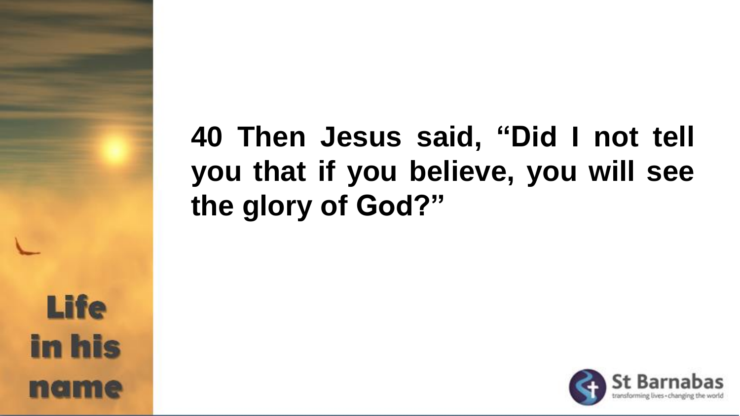**40 Then Jesus said, “Did I not tell you that if you believe, you will see the glory of God?”**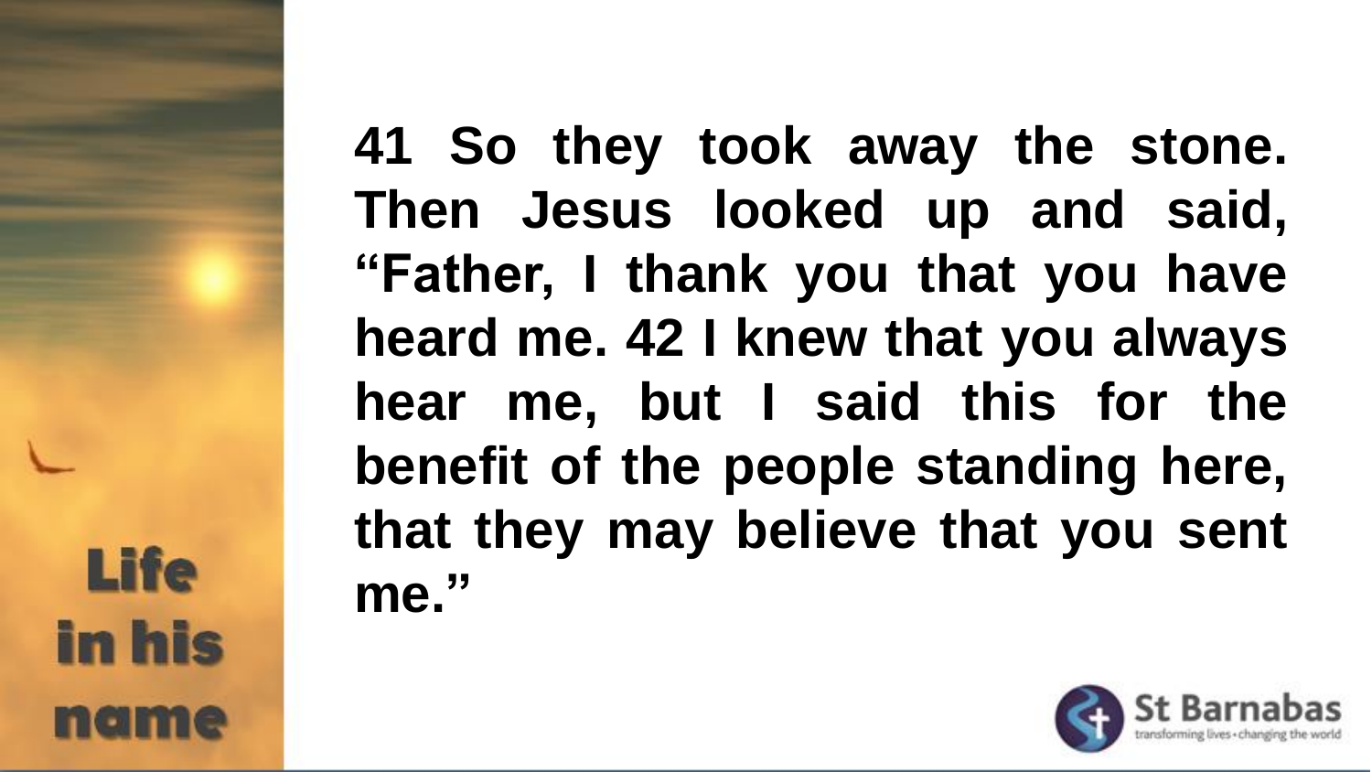41 So they took away the stone. Then Jesus looked up and said, “Father, I thank you that you have heard me. 42 I knew that you always hear me, but I said this for the benefit of the people standing here, that they may believe that you sent me.”

Life in his name

St Barnabas
transforming lives • changing the world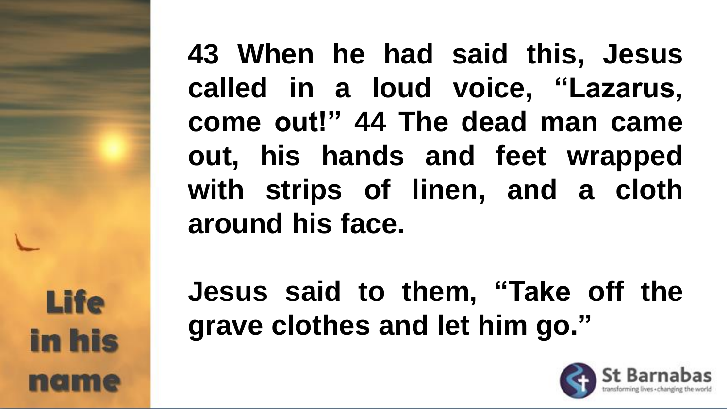**43 When he had said this, Jesus called in a loud voice, "Lazarus, come out!" 44 The dead man came out, his hands and feet wrapped with strips of linen, and a cloth around his face.**

**Jesus said to them, "Take off the grave clothes and let him go."**

Life in his name

St Barnabas
transforming lives • changing the world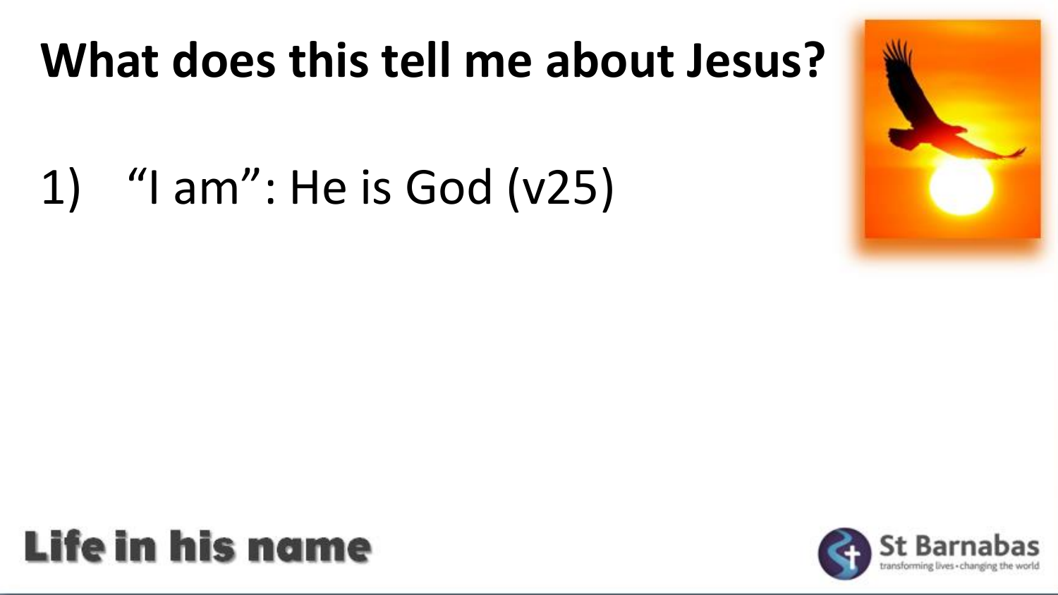# What does this tell me about Jesus?

1) "I am": He is God (v25)

Life in his name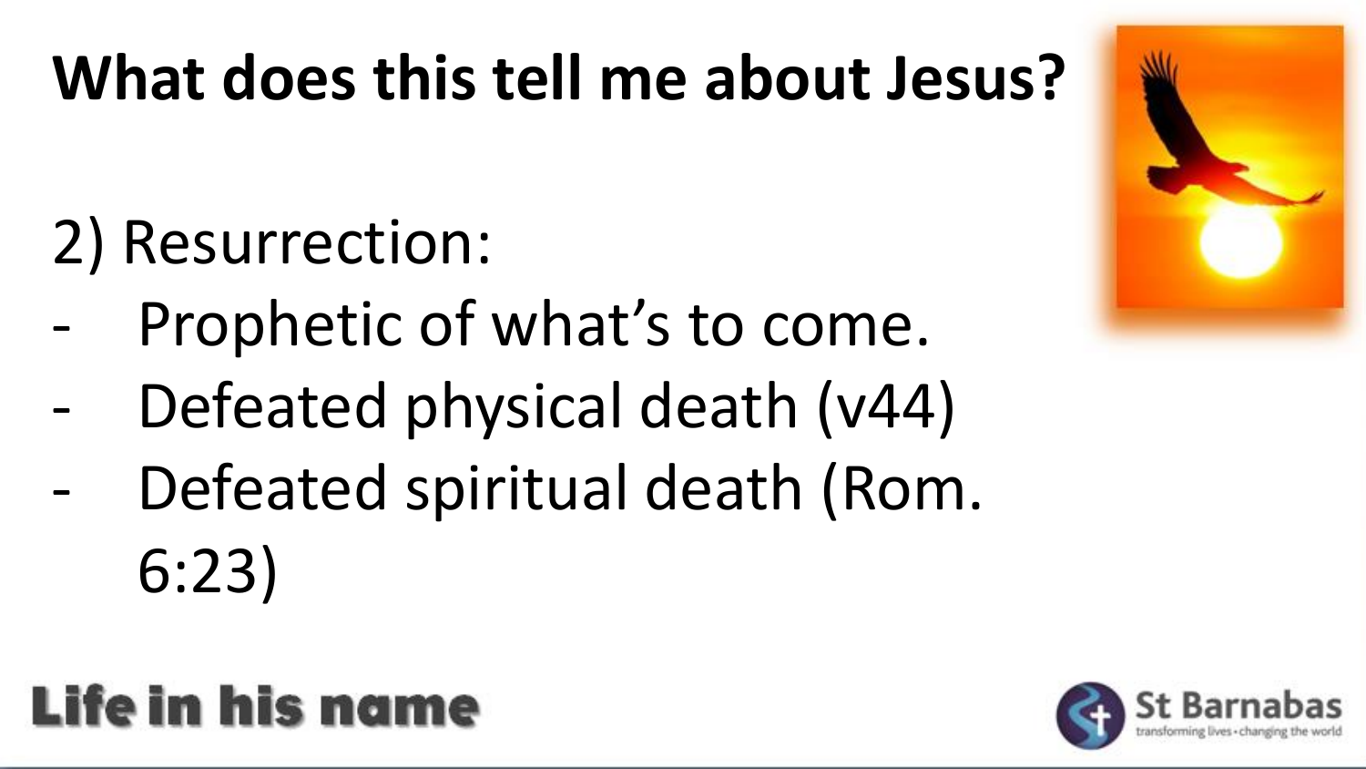# What does this tell me about Jesus?

2) Resurrection:

- Prophetic of what's to come.
- Defeated physical death (v44)
- Defeated spiritual death (Rom. 6:23)

Life in his name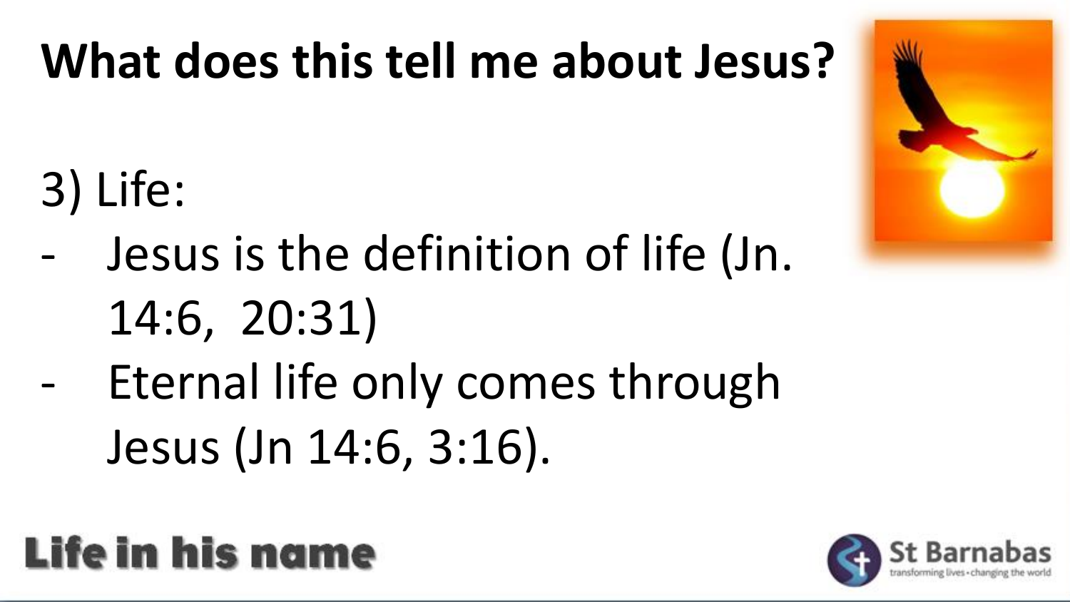# What does this tell me about Jesus?

3) Life:

- Jesus is the definition of life (Jn. 14:6, 20:31)
- Eternal life only comes through Jesus (Jn 14:6, 3:16).

Life in his name

St Barnabas
transforming lives • changing the world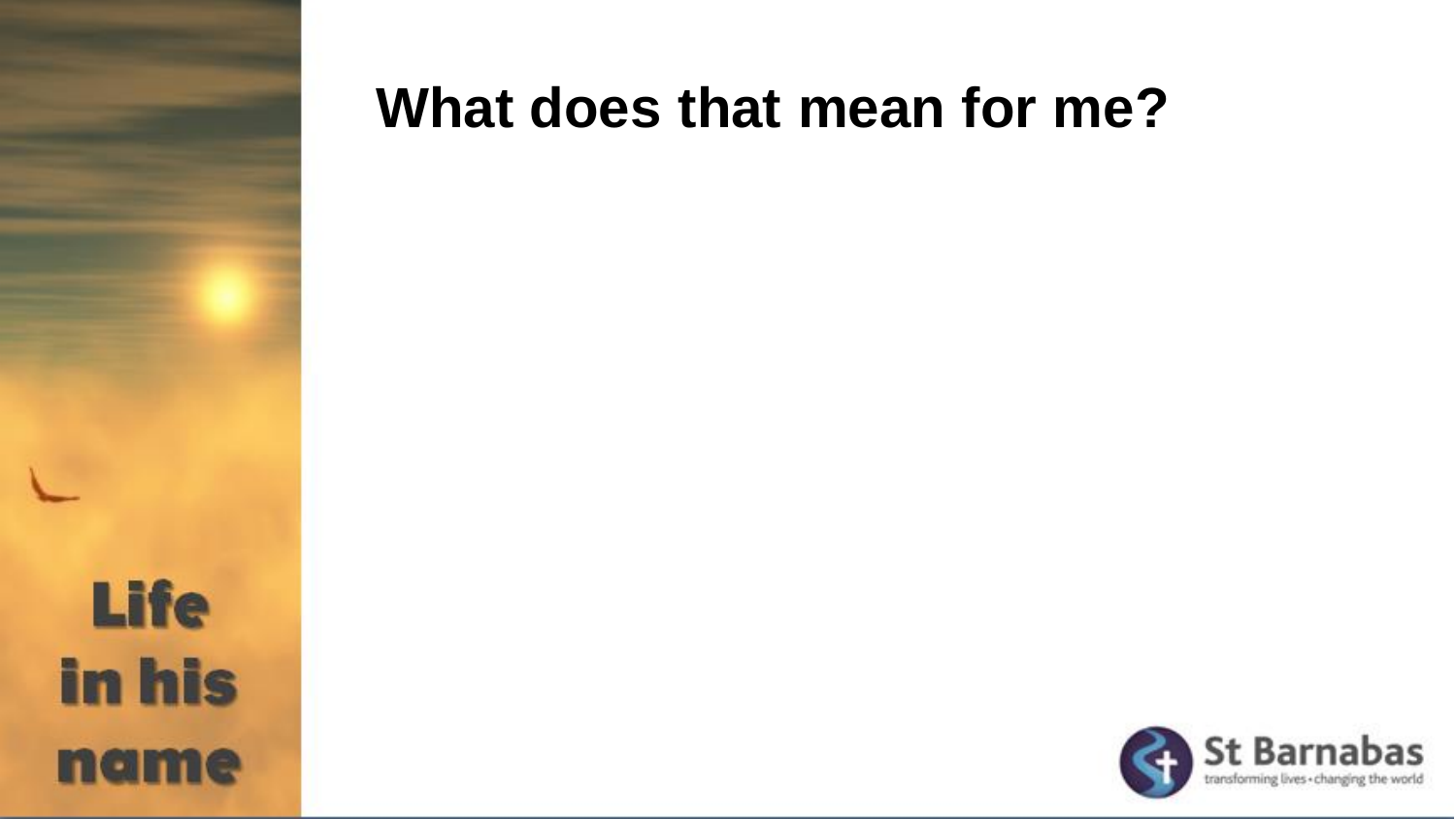# What does that mean for me?

Life in his name

St Barnabas
transforming lives • changing the world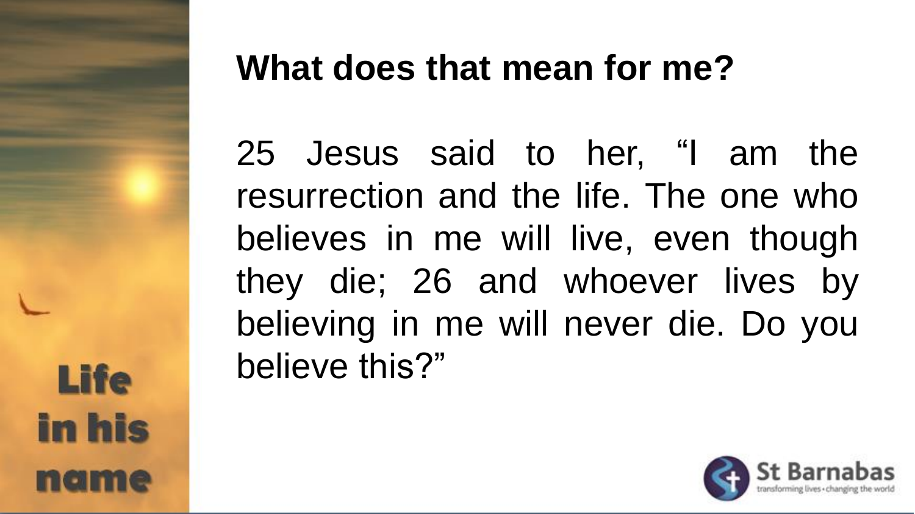## What does that mean for me?

25 Jesus said to her, “I am the resurrection and the life. The one who believes in me will live, even though they die; 26 and whoever lives by believing in me will never die. Do you believe this?”

Life in his name

St Barnabas
transforming lives • changing the world